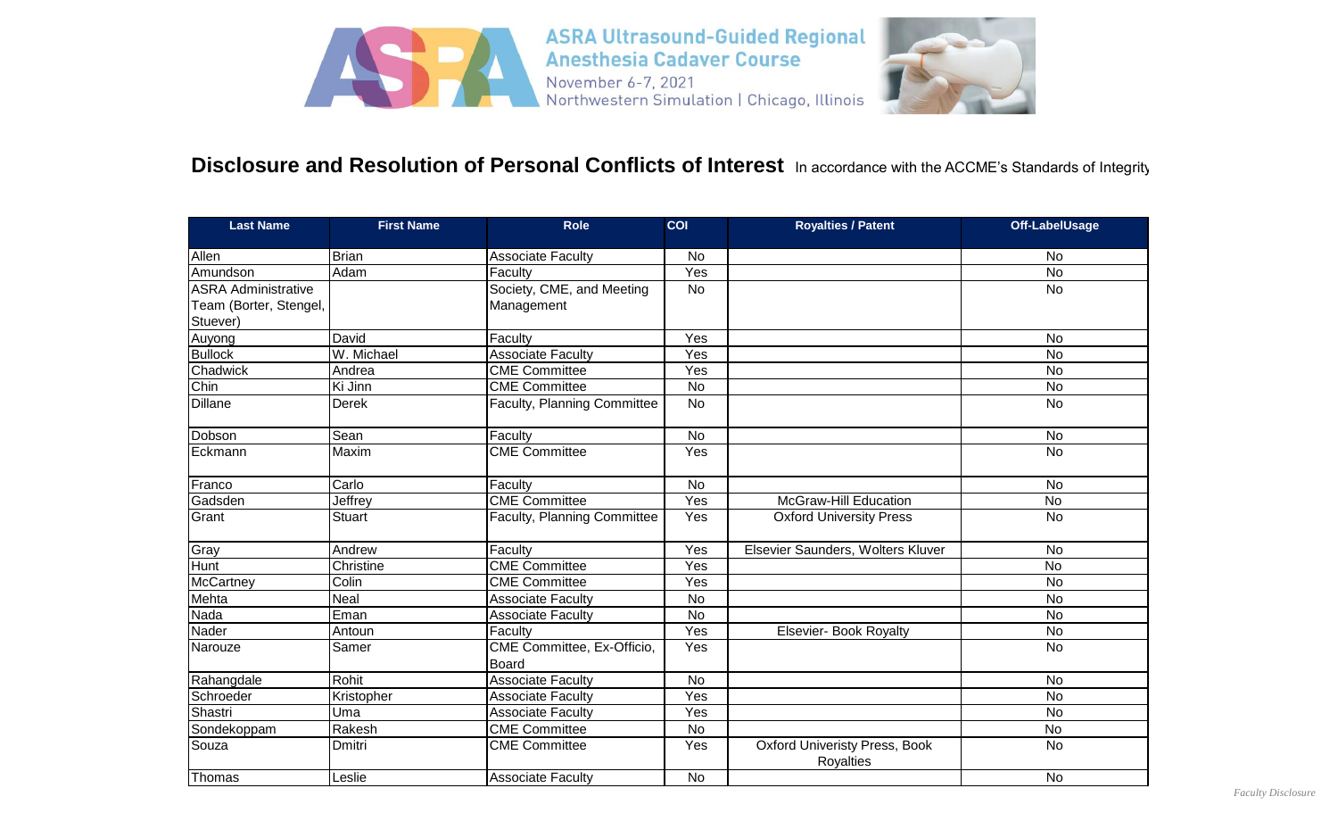ASRA Ultrasound-Guided Regional Anesthesia Cadaver Course
November 6-7, 2021
Northwestern Simulation | Chicago, Illinois

## Disclosure and Resolution of Personal Conflicts of Interest

In accordance with the ACCME's Standards of Integrity

| Last Name | First Name | Role | COI | Royalties / Patent | Off-LabelUsage |
|---|---|---|---|---|---|
| Allen | Brian | Associate Faculty | No | | No |
| Amundson | Adam | Faculty | Yes | | No |
| ASRA Administrative Team (Borter, Stengel, Stuever) | | Society, CME, and Meeting Management | No | | No |
| Auyong | David | Faculty | Yes | | No |
| Bullock | W. Michael | Associate Faculty | Yes | | No |
| Chadwick | Andrea | CME Committee | Yes | | No |
| Chin | Ki Jinn | CME Committee | No | | No |
| Dillane | Derek | Faculty, Planning Committee | No | | No |
| Dobson | Sean | Faculty | No | | No |
| Eckmann | Maxim | CME Committee | Yes | | No |
| Franco | Carlo | Faculty | No | | No |
| Gadsden | Jeffrey | CME Committee | Yes | McGraw-Hill Education | No |
| Grant | Stuart | Faculty, Planning Committee | Yes | Oxford University Press | No |
| Gray | Andrew | Faculty | Yes | Elsevier Saunders, Wolters Kluver | No |
| Hunt | Christine | CME Committee | Yes | | No |
| McCartney | Colin | CME Committee | Yes | | No |
| Mehta | Neal | Associate Faculty | No | | No |
| Nada | Eman | Associate Faculty | No | | No |
| Nader | Antoun | Faculty | Yes | Elsevier- Book Royalty | No |
| Narouze | Samer | CME Committee, Ex-Officio, Board | Yes | | No |
| Rahangdale | Rohit | Associate Faculty | No | | No |
| Schroeder | Kristopher | Associate Faculty | Yes | | No |
| Shastri | Uma | Associate Faculty | Yes | | No |
| Sondekoppam | Rakesh | CME Committee | No | | No |
| Souza | Dmitri | CME Committee | Yes | Oxford Univeristy Press, Book Royalties | No |
| Thomas | Leslie | Associate Faculty | No | | No |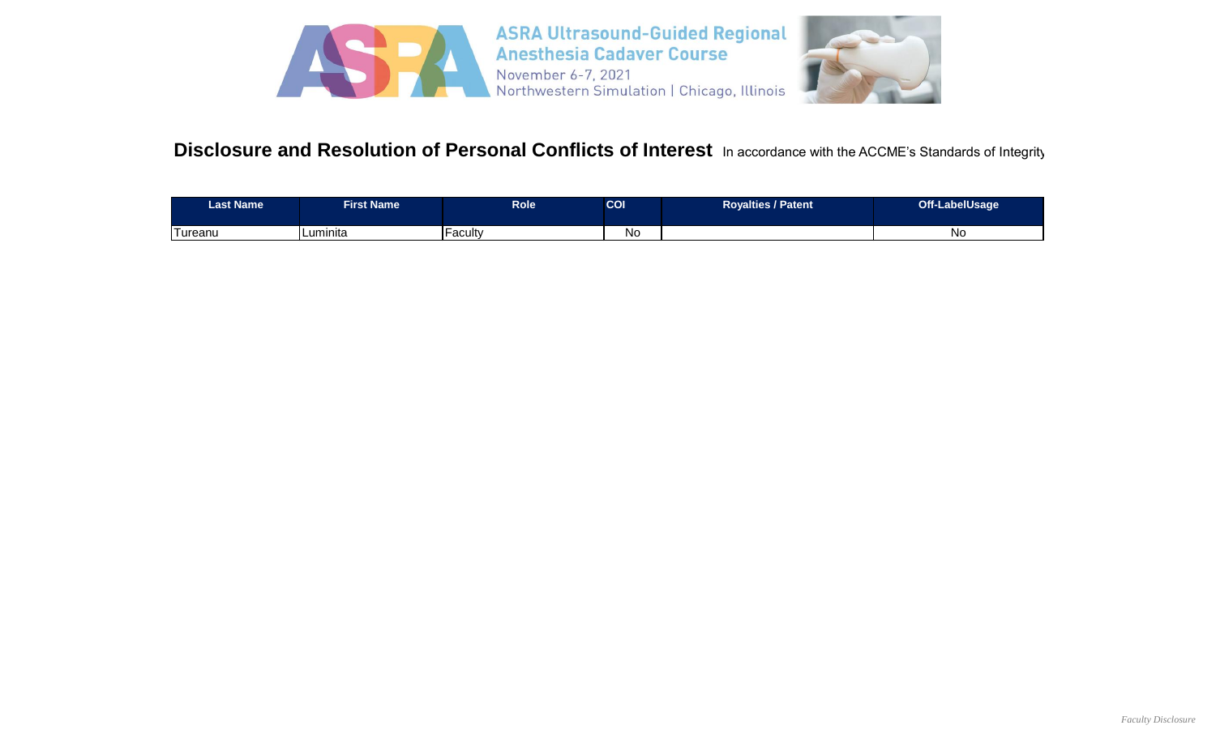ASRA Ultrasound-Guided Regional Anesthesia Cadaver Course
November 6-7, 2021
Northwestern Simulation | Chicago, Illinois

## Disclosure and Resolution of Personal Conflicts of Interest

In accordance with the ACCME's Standards of Integrity

| Last Name | First Name | Role | COI | Royalties / Patent | Off-LabelUsage |
|---|---|---|---|---|---|
| Tureanu | Luminita | Faculty | No | | No |

*Faculty Disclosure*